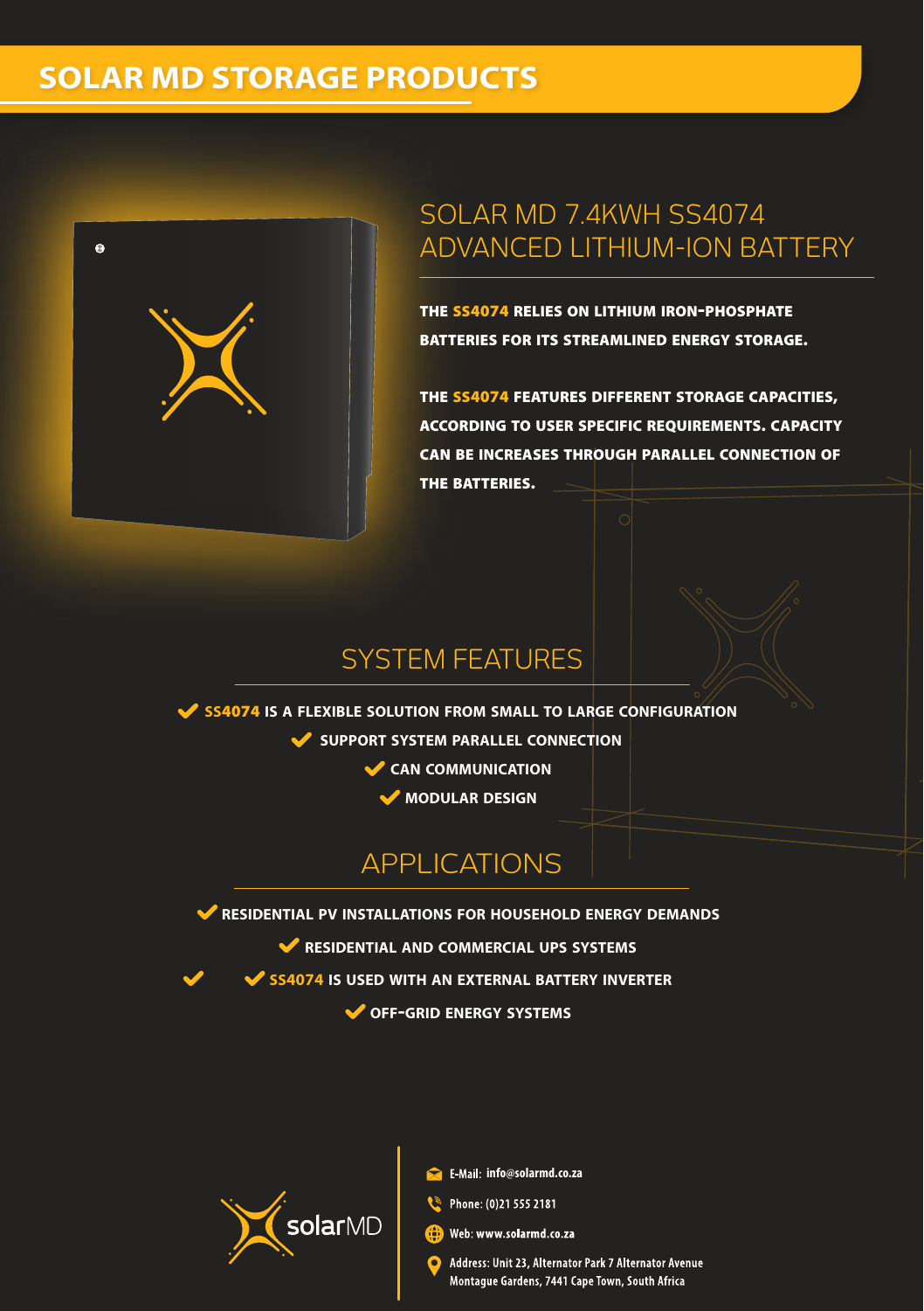# SOLAR MD STORAGE PRODUCTS

## SOLAR MD 7.4KWH SS4074 ADVANCED LITHIUM-ION BATTERY

**THE SS4074 RELIES ON LITHIUM IRON-PHOSPHATE BATTERIES FOR ITS STREAMLINED ENERGY STORAGE.**

**THE SS4074 FEATURES DIFFERENT STORAGE CAPACITIES, ACCORDING TO USER SPECIFIC REQUIREMENTS. CAPACITY CAN BE INCREASES THROUGH PARALLEL CONNECTION OF THE BATTERIES.**

## SYSTEM FEATURES

- ✔ **SS4074 IS A FLEXIBLE SOLUTION FROM SMALL TO LARGE CONFIGURATION**
- ✔ **SUPPORT SYSTEM PARALLEL CONNECTION**
- ✔ **CAN COMMUNICATION**
- ✔ **MODULAR DESIGN**

## APPLICATIONS

- ✔ **RESIDENTIAL PV INSTALLATIONS FOR HOUSEHOLD ENERGY DEMANDS**
- ✔ **RESIDENTIAL AND COMMERCIAL UPS SYSTEMS**
- ✔ **SS4074 IS USED WITH AN EXTERNAL BATTERY INVERTER**
- ✔ **OFF-GRID ENERGY SYSTEMS**

solarMD

E-Mail: info@solarmd.co.za

Phone: (0)21 555 2181

Web: www.solarmd.co.za

Address: Unit 23, Alternator Park 7 Alternator Avenue Montague Gardens, 7441 Cape Town, South Africa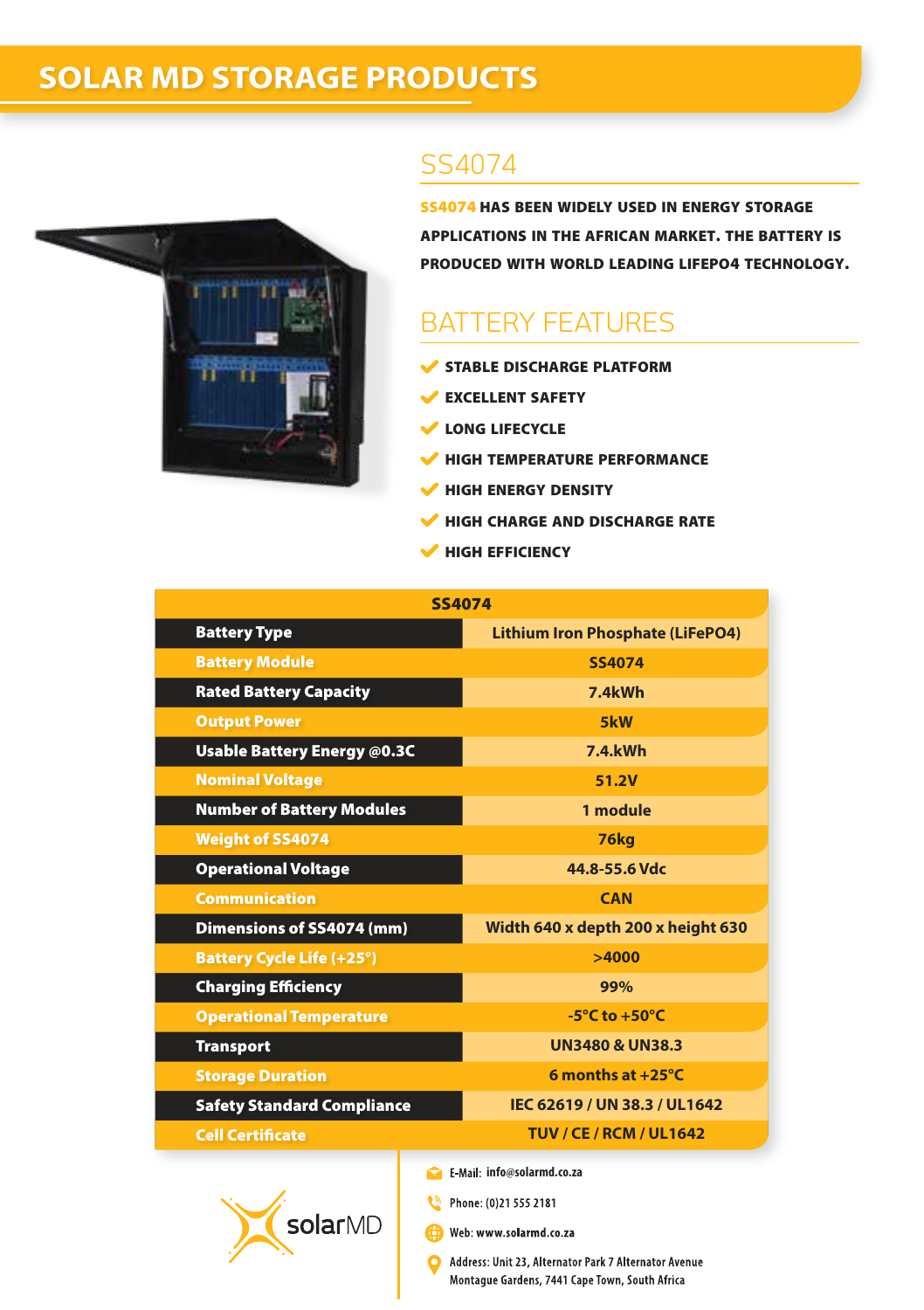# SOLAR MD STORAGE PRODUCTS

## SS4074

**SS4074 HAS BEEN WIDELY USED IN ENERGY STORAGE APPLICATIONS IN THE AFRICAN MARKET. THE BATTERY IS PRODUCED WITH WORLD LEADING LIFEPO4 TECHNOLOGY.**

## BATTERY FEATURES

- STABLE DISCHARGE PLATFORM
- EXCELLENT SAFETY
- LONG LIFECYCLE
- HIGH TEMPERATURE PERFORMANCE
- HIGH ENERGY DENSITY
- HIGH CHARGE AND DISCHARGE RATE
- HIGH EFFICIENCY

| SS4074 | |
|---|---|
| Battery Type | Lithium Iron Phosphate (LiFePO4) |
| Battery Module | SS4074 |
| Rated Battery Capacity | 7.4kWh |
| Output Power | 5kW |
| Usable Battery Energy @0.3C | 7.4.kWh |
| Nominal Voltage | 51.2V |
| Number of Battery Modules | 1 module |
| Weight of SS4074 | 76kg |
| Operational Voltage | 44.8-55.6 Vdc |
| Communication | CAN |
| Dimensions of SS4074 (mm) | Width 640 x depth 200 x height 630 |
| Battery Cycle Life (+25°) | >4000 |
| Charging Efficiency | 99% |
| Operational Temperature | -5°C to +50°C |
| Transport | UN3480 & UN38.3 |
| Storage Duration | 6 months at +25°C |
| Safety Standard Compliance | IEC 62619 / UN 38.3 / UL1642 |
| Cell Certificate | TUV / CE / RCM / UL1642 |

solarMD

E-Mail: info@solarmd.co.za

Phone: (0)21 555 2181

Web: www.solarmd.co.za

Address: Unit 23, Alternator Park 7 Alternator Avenue Montague Gardens, 7441 Cape Town, South Africa